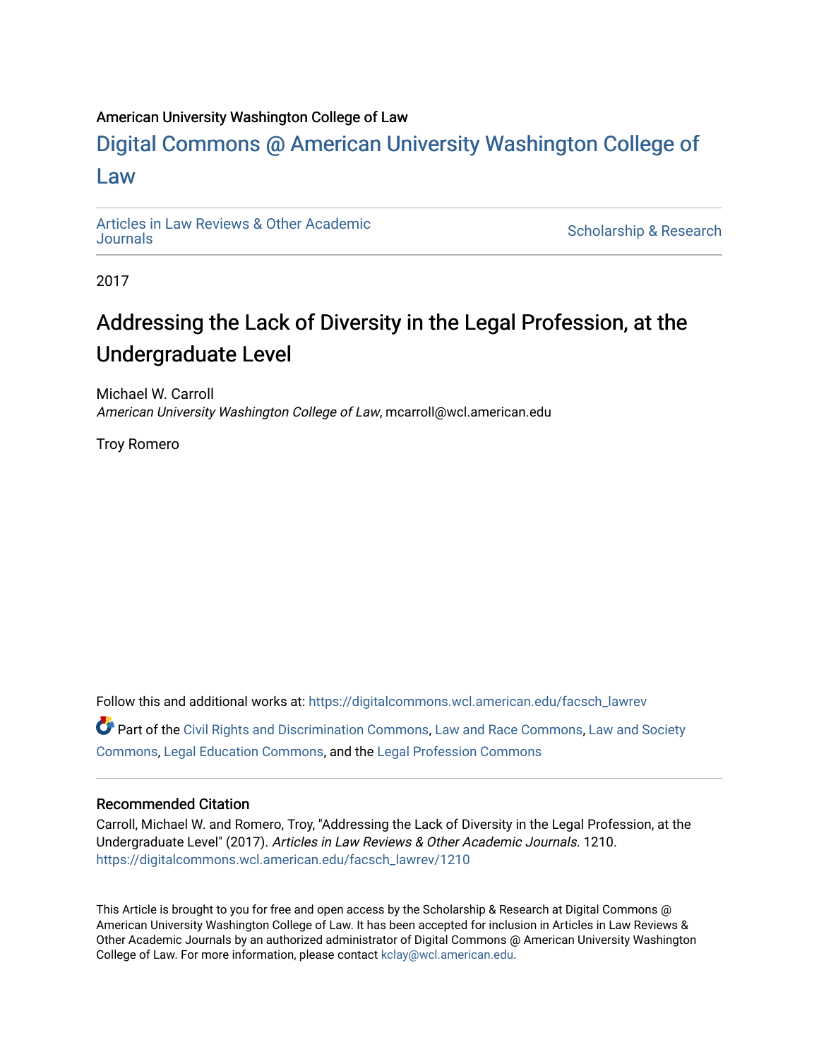American University Washington College of Law

# Digital Commons @ American University Washington College of Law

Articles in Law Reviews & Other Academic Journals

Scholarship & Research

2017

## Addressing the Lack of Diversity in the Legal Profession, at the Undergraduate Level

Michael W. Carroll
*American University Washington College of Law*, mcarroll@wcl.american.edu

Troy Romero

Follow this and additional works at: https://digitalcommons.wcl.american.edu/facsch_lawrev

Part of the Civil Rights and Discrimination Commons, Law and Race Commons, Law and Society Commons, Legal Education Commons, and the Legal Profession Commons

### Recommended Citation

Carroll, Michael W. and Romero, Troy, "Addressing the Lack of Diversity in the Legal Profession, at the Undergraduate Level" (2017). *Articles in Law Reviews & Other Academic Journals*. 1210.
https://digitalcommons.wcl.american.edu/facsch_lawrev/1210

This Article is brought to you for free and open access by the Scholarship & Research at Digital Commons @ American University Washington College of Law. It has been accepted for inclusion in Articles in Law Reviews & Other Academic Journals by an authorized administrator of Digital Commons @ American University Washington College of Law. For more information, please contact kclay@wcl.american.edu.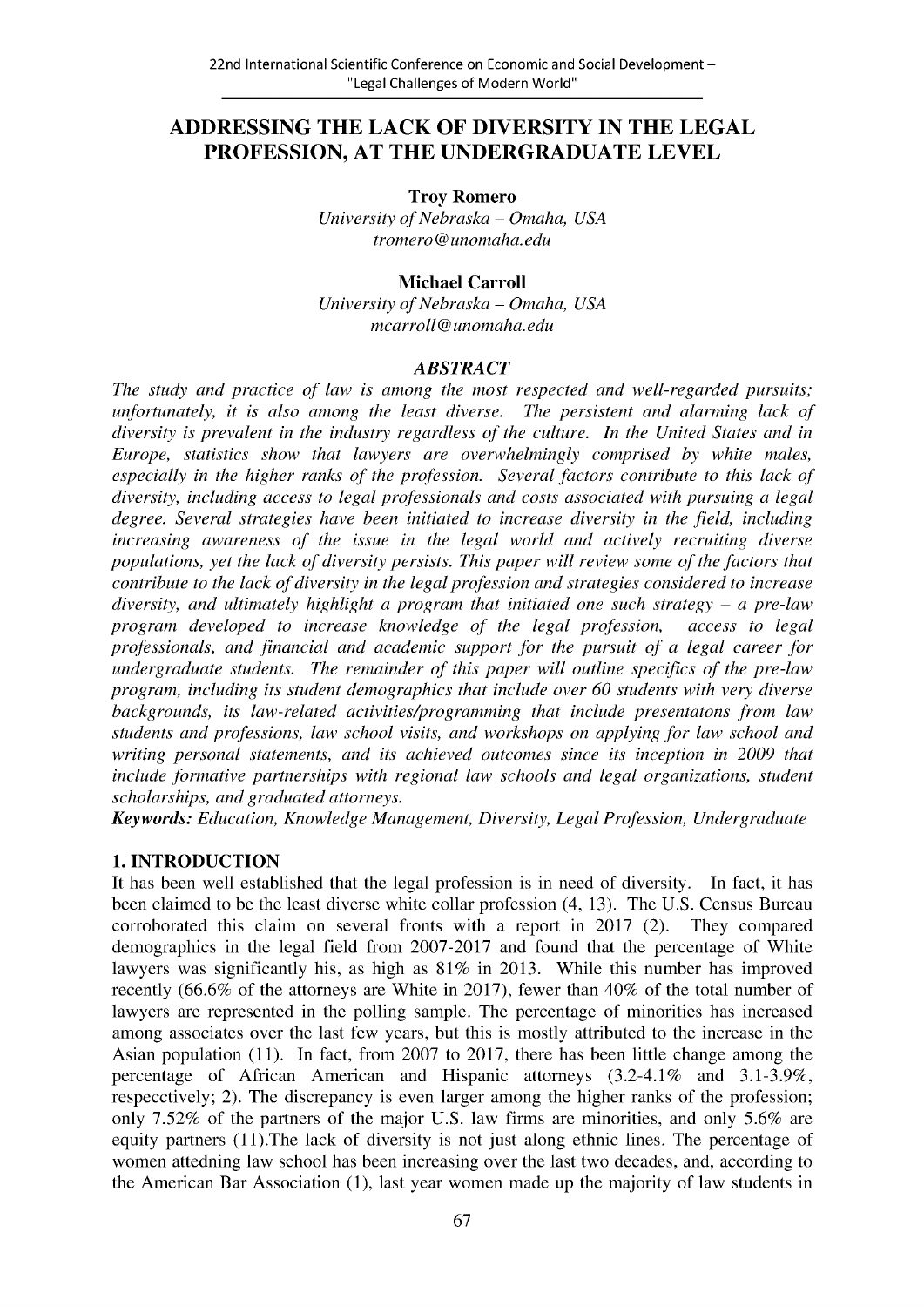# ADDRESSING THE LACK OF DIVERSITY IN THE LEGAL PROFESSION, AT THE UNDERGRADUATE LEVEL

**Troy Romero**
*University of Nebraska – Omaha, USA*
*tromero@unomaha.edu*

**Michael Carroll**
*University of Nebraska – Omaha, USA*
*mcarroll@unomaha.edu*

### *ABSTRACT*

*The study and practice of law is among the most respected and well-regarded pursuits; unfortunately, it is also among the least diverse. The persistent and alarming lack of diversity is prevalent in the industry regardless of the culture. In the United States and in Europe, statistics show that lawyers are overwhelmingly comprised by white males, especially in the higher ranks of the profession. Several factors contribute to this lack of diversity, including access to legal professionals and costs associated with pursuing a legal degree. Several strategies have been initiated to increase diversity in the field, including increasing awareness of the issue in the legal world and actively recruiting diverse populations, yet the lack of diversity persists. This paper will review some of the factors that contribute to the lack of diversity in the legal profession and strategies considered to increase diversity, and ultimately highlight a program that initiated one such strategy – a pre-law program developed to increase knowledge of the legal profession, access to legal professionals, and financial and academic support for the pursuit of a legal career for undergraduate students. The remainder of this paper will outline specifics of the pre-law program, including its student demographics that include over 60 students with very diverse backgrounds, its law-related activities/programming that include presentatons from law students and professions, law school visits, and workshops on applying for law school and writing personal statements, and its achieved outcomes since its inception in 2009 that include formative partnerships with regional law schools and legal organizations, student scholarships, and graduated attorneys.*

***Keywords:*** *Education, Knowledge Management, Diversity, Legal Profession, Undergraduate*

## 1. INTRODUCTION

It has been well established that the legal profession is in need of diversity. In fact, it has been claimed to be the least diverse white collar profession (4, 13). The U.S. Census Bureau corroborated this claim on several fronts with a report in 2017 (2). They compared demographics in the legal field from 2007-2017 and found that the percentage of White lawyers was significantly his, as high as 81% in 2013. While this number has improved recently (66.6% of the attorneys are White in 2017), fewer than 40% of the total number of lawyers are represented in the polling sample. The percentage of minorities has increased among associates over the last few years, but this is mostly attributed to the increase in the Asian population (11). In fact, from 2007 to 2017, there has been little change among the percentage of African American and Hispanic attorneys (3.2-4.1% and 3.1-3.9%, respecctively; 2). The discrepancy is even larger among the higher ranks of the profession; only 7.52% of the partners of the major U.S. law firms are minorities, and only 5.6% are equity partners (11).The lack of diversity is not just along ethnic lines. The percentage of women attedning law school has been increasing over the last two decades, and, according to the American Bar Association (1), last year women made up the majority of law students in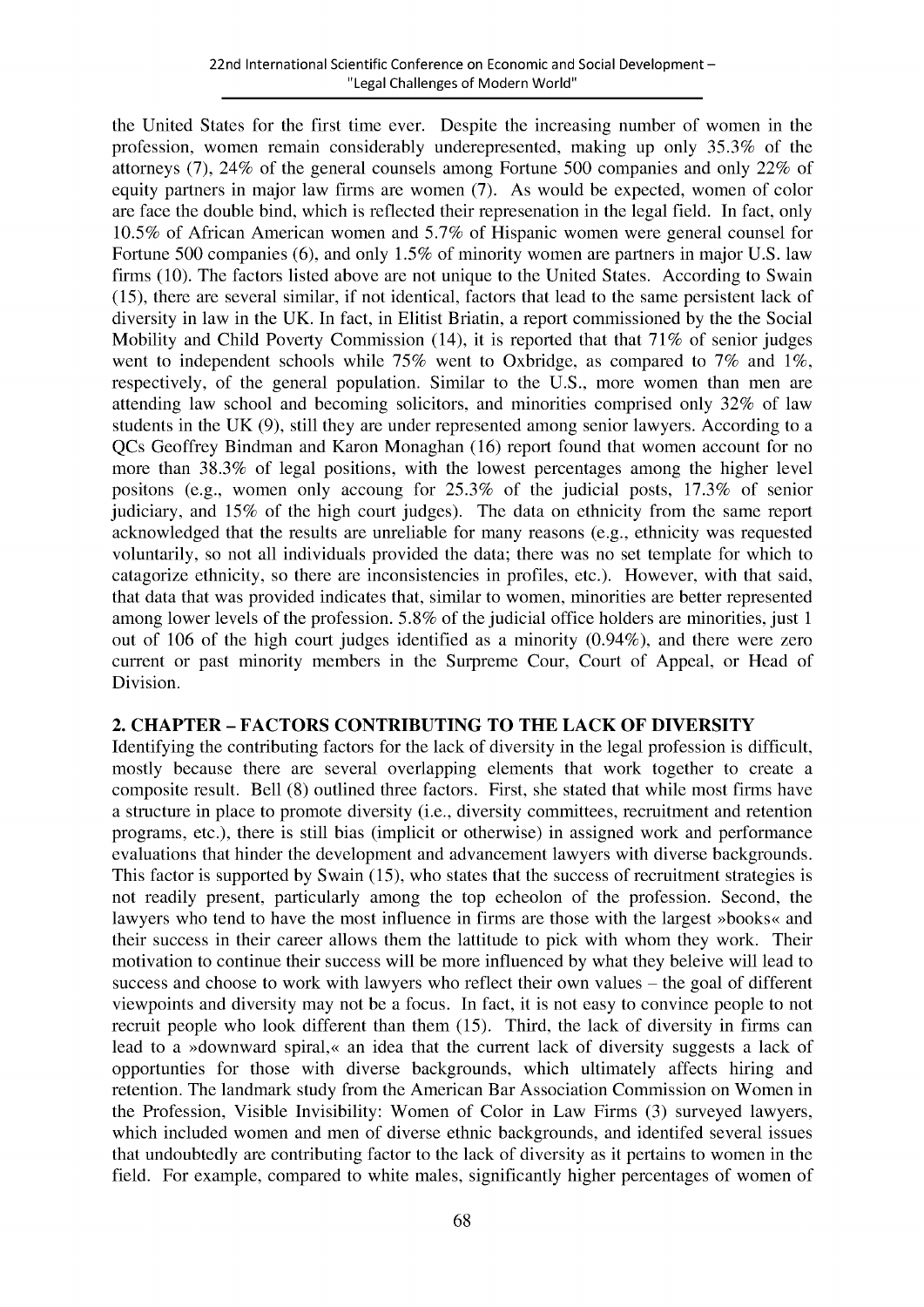the United States for the first time ever. Despite the increasing number of women in the profession, women remain considerably underepresented, making up only 35.3% of the attorneys (7), 24% of the general counsels among Fortune 500 companies and only 22% of equity partners in major law firms are women (7). As would be expected, women of color are face the double bind, which is reflected their represenation in the legal field. In fact, only 10.5% of African American women and 5.7% of Hispanic women were general counsel for Fortune 500 companies (6), and only 1.5% of minority women are partners in major U.S. law firms (10). The factors listed above are not unique to the United States. According to Swain (15), there are several similar, if not identical, factors that lead to the same persistent lack of diversity in law in the UK. In fact, in Elitist Briatin, a report commissioned by the the Social Mobility and Child Poverty Commission (14), it is reported that that 71% of senior judges went to independent schools while 75% went to Oxbridge, as compared to 7% and 1%, respectively, of the general population. Similar to the U.S., more women than men are attending law school and becoming solicitors, and minorities comprised only 32% of law students in the UK (9), still they are under represented among senior lawyers. According to a QCs Geoffrey Bindman and Karon Monaghan (16) report found that women account for no more than 38.3% of legal positions, with the lowest percentages among the higher level positons (e.g., women only accoung for 25.3% of the judicial posts, 17.3% of senior judiciary, and 15% of the high court judges). The data on ethnicity from the same report acknowledged that the results are unreliable for many reasons (e.g., ethnicity was requested voluntarily, so not all individuals provided the data; there was no set template for which to catagorize ethnicity, so there are inconsistencies in profiles, etc.). However, with that said, that data that was provided indicates that, similar to women, minorities are better represented among lower levels of the profession. 5.8% of the judicial office holders are minorities, just 1 out of 106 of the high court judges identified as a minority (0.94%), and there were zero current or past minority members in the Surpreme Cour, Court of Appeal, or Head of Division.

## 2. CHAPTER – FACTORS CONTRIBUTING TO THE LACK OF DIVERSITY

Identifying the contributing factors for the lack of diversity in the legal profession is difficult, mostly because there are several overlapping elements that work together to create a composite result. Bell (8) outlined three factors. First, she stated that while most firms have a structure in place to promote diversity (i.e., diversity committees, recruitment and retention programs, etc.), there is still bias (implicit or otherwise) in assigned work and performance evaluations that hinder the development and advancement lawyers with diverse backgrounds. This factor is supported by Swain (15), who states that the success of recruitment strategies is not readily present, particularly among the top echeolon of the profession. Second, the lawyers who tend to have the most influence in firms are those with the largest »books« and their success in their career allows them the lattitude to pick with whom they work. Their motivation to continue their success will be more influenced by what they beleive will lead to success and choose to work with lawyers who reflect their own values – the goal of different viewpoints and diversity may not be a focus. In fact, it is not easy to convince people to not recruit people who look different than them (15). Third, the lack of diversity in firms can lead to a »downward spiral,« an idea that the current lack of diversity suggests a lack of opportunties for those with diverse backgrounds, which ultimately affects hiring and retention. The landmark study from the American Bar Association Commission on Women in the Profession, Visible Invisibility: Women of Color in Law Firms (3) surveyed lawyers, which included women and men of diverse ethnic backgrounds, and identifed several issues that undoubtedly are contributing factor to the lack of diversity as it pertains to women in the field. For example, compared to white males, significantly higher percentages of women of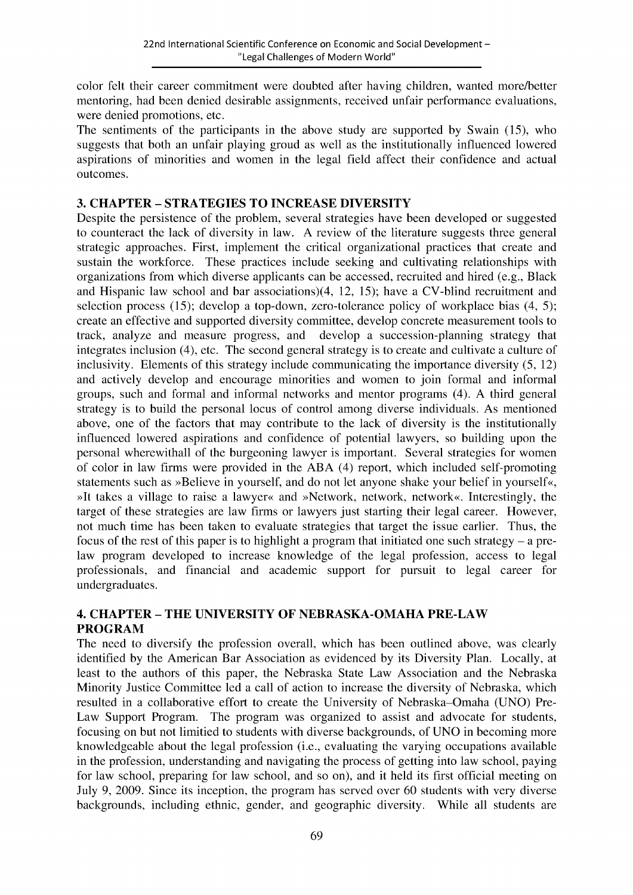color felt their career commitment were doubted after having children, wanted more/better mentoring, had been denied desirable assignments, received unfair performance evaluations, were denied promotions, etc.

The sentiments of the participants in the above study are supported by Swain (15), who suggests that both an unfair playing groud as well as the institutionally influenced lowered aspirations of minorities and women in the legal field affect their confidence and actual outcomes.

## 3. CHAPTER – STRATEGIES TO INCREASE DIVERSITY

Despite the persistence of the problem, several strategies have been developed or suggested to counteract the lack of diversity in law. A review of the literature suggests three general strategic approaches. First, implement the critical organizational practices that create and sustain the workforce. These practices include seeking and cultivating relationships with organizations from which diverse applicants can be accessed, recruited and hired (e.g., Black and Hispanic law school and bar associations)(4, 12, 15); have a CV-blind recruitment and selection process (15); develop a top-down, zero-tolerance policy of workplace bias (4, 5); create an effective and supported diversity committee, develop concrete measurement tools to track, analyze and measure progress, and develop a succession-planning strategy that integrates inclusion (4), etc. The second general strategy is to create and cultivate a culture of inclusivity. Elements of this strategy include communicating the importance diversity (5, 12) and actively develop and encourage minorities and women to join formal and informal groups, such and formal and informal networks and mentor programs (4). A third general strategy is to build the personal locus of control among diverse individuals. As mentioned above, one of the factors that may contribute to the lack of diversity is the institutionally influenced lowered aspirations and confidence of potential lawyers, so building upon the personal wherewithall of the burgeoning lawyer is important. Several strategies for women of color in law firms were provided in the ABA (4) report, which included self-promoting statements such as »Believe in yourself, and do not let anyone shake your belief in yourself«, »It takes a village to raise a lawyer« and »Network, network, network«. Interestingly, the target of these strategies are law firms or lawyers just starting their legal career. However, not much time has been taken to evaluate strategies that target the issue earlier. Thus, the focus of the rest of this paper is to highlight a program that initiated one such strategy – a pre-law program developed to increase knowledge of the legal profession, access to legal professionals, and financial and academic support for pursuit to legal career for undergraduates.

## 4. CHAPTER – THE UNIVERSITY OF NEBRASKA-OMAHA PRE-LAW PROGRAM

The need to diversify the profession overall, which has been outlined above, was clearly identified by the American Bar Association as evidenced by its Diversity Plan. Locally, at least to the authors of this paper, the Nebraska State Law Association and the Nebraska Minority Justice Committee led a call of action to increase the diversity of Nebraska, which resulted in a collaborative effort to create the University of Nebraska–Omaha (UNO) Pre-Law Support Program. The program was organized to assist and advocate for students, focusing on but not limitied to students with diverse backgrounds, of UNO in becoming more knowledgeable about the legal profession (i.e., evaluating the varying occupations available in the profession, understanding and navigating the process of getting into law school, paying for law school, preparing for law school, and so on), and it held its first official meeting on July 9, 2009. Since its inception, the program has served over 60 students with very diverse backgrounds, including ethnic, gender, and geographic diversity. While all students are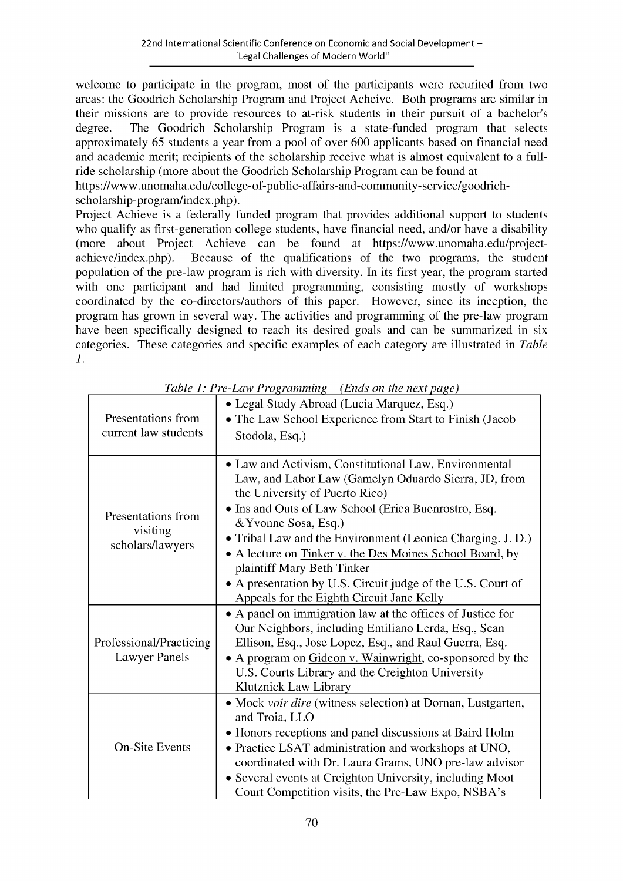welcome to participate in the program, most of the participants were recurited from two areas: the Goodrich Scholarship Program and Project Acheive. Both programs are similar in their missions are to provide resources to at-risk students in their pursuit of a bachelor's degree. The Goodrich Scholarship Program is a state-funded program that selects approximately 65 students a year from a pool of over 600 applicants based on financial need and academic merit; recipients of the scholarship receive what is almost equivalent to a full-ride scholarship (more about the Goodrich Scholarship Program can be found at https://www.unomaha.edu/college-of-public-affairs-and-community-service/goodrich-scholarship-program/index.php).

Project Achieve is a federally funded program that provides additional support to students who qualify as first-generation college students, have financial need, and/or have a disability (more about Project Achieve can be found at https://www.unomaha.edu/project-achieve/index.php). Because of the qualifications of the two programs, the student population of the pre-law program is rich with diversity. In its first year, the program started with one participant and had limited programming, consisting mostly of workshops coordinated by the co-directors/authors of this paper. However, since its inception, the program has grown in several way. The activities and programming of the pre-law program have been specifically designed to reach its desired goals and can be summarized in six categories. These categories and specific examples of each category are illustrated in *Table 1*.

*Table 1: Pre-Law Programming – (Ends on the next page)*

| Category | Examples |
|---|---|
| Presentations from current law students | • Legal Study Abroad (Lucia Marquez, Esq.)<br>• The Law School Experience from Start to Finish (Jacob Stodola, Esq.) |
| Presentations from visiting scholars/lawyers | • Law and Activism, Constitutional Law, Environmental Law, and Labor Law (Gamelyn Oduardo Sierra, JD, from the University of Puerto Rico)<br>• Ins and Outs of Law School (Erica Buenrostro, Esq. &Yvonne Sosa, Esq.)<br>• Tribal Law and the Environment (Leonica Charging, J. D.)<br>• A lecture on Tinker v. the Des Moines School Board, by plaintiff Mary Beth Tinker<br>• A presentation by U.S. Circuit judge of the U.S. Court of Appeals for the Eighth Circuit Jane Kelly |
| Professional/Practicing Lawyer Panels | • A panel on immigration law at the offices of Justice for Our Neighbors, including Emiliano Lerda, Esq., Sean Ellison, Esq., Jose Lopez, Esq., and Raul Guerra, Esq.<br>• A program on Gideon v. Wainwright, co-sponsored by the U.S. Courts Library and the Creighton University Klutznick Law Library |
| On-Site Events | • Mock *voir dire* (witness selection) at Dornan, Lustgarten, and Troia, LLO<br>• Honors receptions and panel discussions at Baird Holm<br>• Practice LSAT administration and workshops at UNO, coordinated with Dr. Laura Grams, UNO pre-law advisor<br>• Several events at Creighton University, including Moot Court Competition visits, the Pre-Law Expo, NSBA's |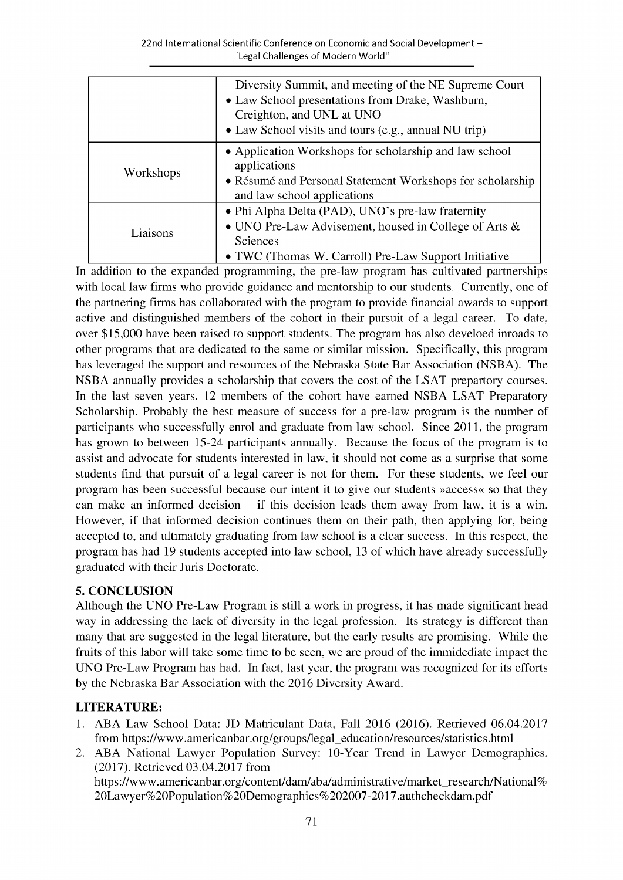| | |
|---|---|
| | Diversity Summit, and meeting of the NE Supreme Court<br>• Law School presentations from Drake, Washburn, Creighton, and UNL at UNO<br>• Law School visits and tours (e.g., annual NU trip) |
| Workshops | • Application Workshops for scholarship and law school applications<br>• Résumé and Personal Statement Workshops for scholarship and law school applications |
| Liaisons | • Phi Alpha Delta (PAD), UNO's pre-law fraternity<br>• UNO Pre-Law Advisement, housed in College of Arts & Sciences<br>• TWC (Thomas W. Carroll) Pre-Law Support Initiative |

In addition to the expanded programming, the pre-law program has cultivated partnerships with local law firms who provide guidance and mentorship to our students. Currently, one of the partnering firms has collaborated with the program to provide financial awards to support active and distinguished members of the cohort in their pursuit of a legal career. To date, over $15,000 have been raised to support students. The program has also develoed inroads to other programs that are dedicated to the same or similar mission. Specifically, this program has leveraged the support and resources of the Nebraska State Bar Association (NSBA). The NSBA annually provides a scholarship that covers the cost of the LSAT prepartory courses. In the last seven years, 12 members of the cohort have earned NSBA LSAT Preparatory Scholarship. Probably the best measure of success for a pre-law program is the number of participants who successfully enrol and graduate from law school. Since 2011, the program has grown to between 15-24 participants annually. Because the focus of the program is to assist and advocate for students interested in law, it should not come as a surprise that some students find that pursuit of a legal career is not for them. For these students, we feel our program has been successful because our intent it to give our students »access« so that they can make an informed decision – if this decision leads them away from law, it is a win. However, if that informed decision continues them on their path, then applying for, being accepted to, and ultimately graduating from law school is a clear success. In this respect, the program has had 19 students accepted into law school, 13 of which have already successfully graduated with their Juris Doctorate.

## 5. CONCLUSION

Although the UNO Pre-Law Program is still a work in progress, it has made significant head way in addressing the lack of diversity in the legal profession. Its strategy is different than many that are suggested in the legal literature, but the early results are promising. While the fruits of this labor will take some time to be seen, we are proud of the immidediate impact the UNO Pre-Law Program has had. In fact, last year, the program was recognized for its efforts by the Nebraska Bar Association with the 2016 Diversity Award.

## LITERATURE:

1. ABA Law School Data: JD Matriculant Data, Fall 2016 (2016). Retrieved 06.04.2017 from https://www.americanbar.org/groups/legal_education/resources/statistics.html
2. ABA National Lawyer Population Survey: 10-Year Trend in Lawyer Demographics. (2017). Retrieved 03.04.2017 from https://www.americanbar.org/content/dam/aba/administrative/market_research/National%20Lawyer%20Population%20Demographics%202007-2017.authcheckdam.pdf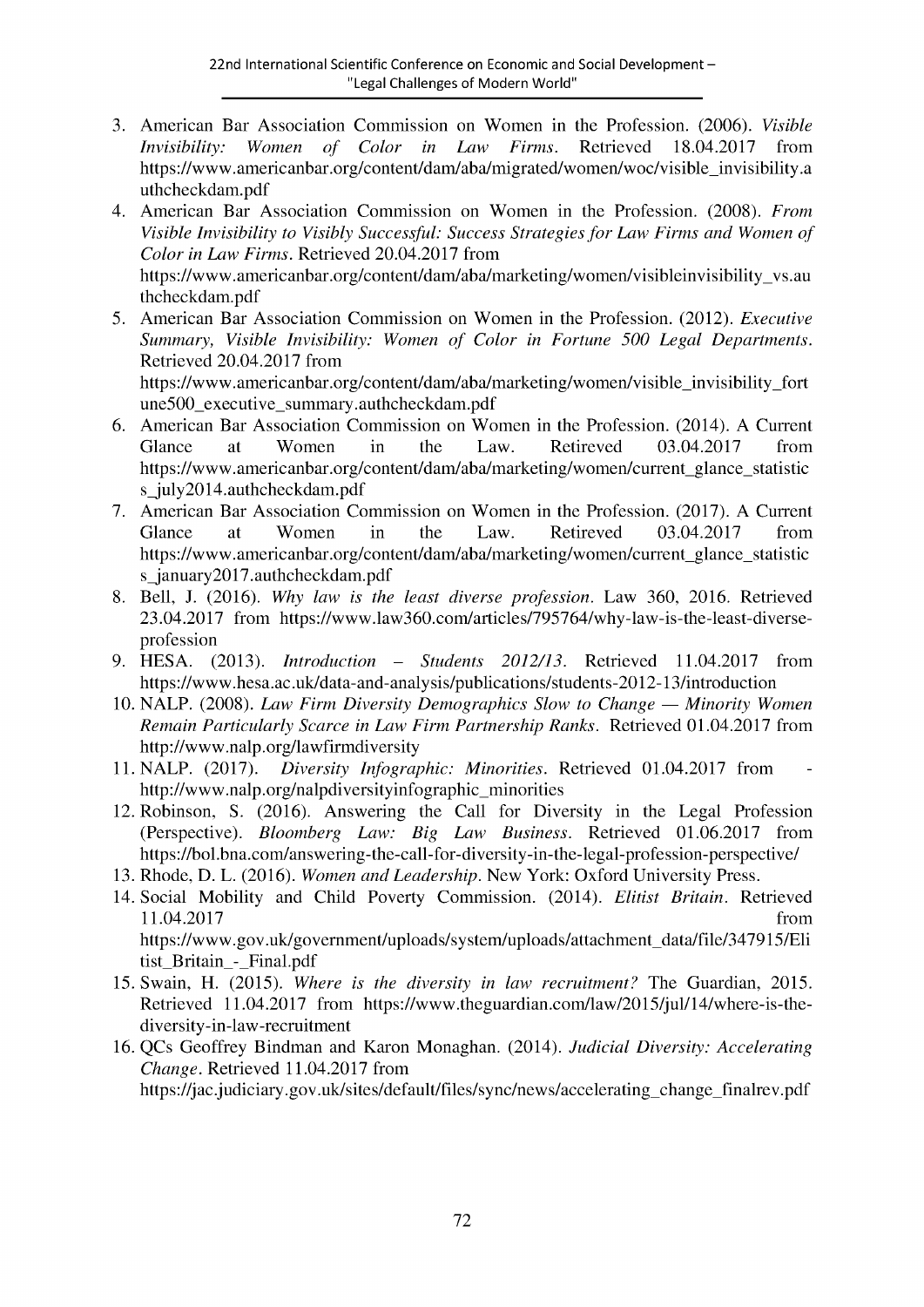3. American Bar Association Commission on Women in the Profession. (2006). *Visible Invisibility: Women of Color in Law Firms*. Retrieved 18.04.2017 from https://www.americanbar.org/content/dam/aba/migrated/women/woc/visible_invisibility.authcheckdam.pdf
4. American Bar Association Commission on Women in the Profession. (2008). *From Visible Invisibility to Visibly Successful: Success Strategies for Law Firms and Women of Color in Law Firms*. Retrieved 20.04.2017 from https://www.americanbar.org/content/dam/aba/marketing/women/visibleinvisibility_vs.authcheckdam.pdf
5. American Bar Association Commission on Women in the Profession. (2012). *Executive Summary, Visible Invisibility: Women of Color in Fortune 500 Legal Departments*. Retrieved 20.04.2017 from https://www.americanbar.org/content/dam/aba/marketing/women/visible_invisibility_fortune500_executive_summary.authcheckdam.pdf
6. American Bar Association Commission on Women in the Profession. (2014). A Current Glance at Women in the Law. Retrieved 03.04.2017 from https://www.americanbar.org/content/dam/aba/marketing/women/current_glance_statistics_july2014.authcheckdam.pdf
7. American Bar Association Commission on Women in the Profession. (2017). A Current Glance at Women in the Law. Retrieved 03.04.2017 from https://www.americanbar.org/content/dam/aba/marketing/women/current_glance_statistics_january2017.authcheckdam.pdf
8. Bell, J. (2016). *Why law is the least diverse profession*. Law 360, 2016. Retrieved 23.04.2017 from https://www.law360.com/articles/795764/why-law-is-the-least-diverse-profession
9. HESA. (2013). *Introduction – Students 2012/13*. Retrieved 11.04.2017 from https://www.hesa.ac.uk/data-and-analysis/publications/students-2012-13/introduction
10. NALP. (2008). *Law Firm Diversity Demographics Slow to Change — Minority Women Remain Particularly Scarce in Law Firm Partnership Ranks*. Retrieved 01.04.2017 from http://www.nalp.org/lawfirmdiversity
11. NALP. (2017). *Diversity Infographic: Minorities*. Retrieved 01.04.2017 from - http://www.nalp.org/nalpdiversityinfographic_minorities
12. Robinson, S. (2016). Answering the Call for Diversity in the Legal Profession (Perspective). *Bloomberg Law: Big Law Business*. Retrieved 01.06.2017 from https://bol.bna.com/answering-the-call-for-diversity-in-the-legal-profession-perspective/
13. Rhode, D. L. (2016). *Women and Leadership*. New York: Oxford University Press.
14. Social Mobility and Child Poverty Commission. (2014). *Elitist Britain*. Retrieved 11.04.2017 from https://www.gov.uk/government/uploads/system/uploads/attachment_data/file/347915/Elitist_Britain_-_Final.pdf
15. Swain, H. (2015). *Where is the diversity in law recruitment?* The Guardian, 2015. Retrieved 11.04.2017 from https://www.theguardian.com/law/2015/jul/14/where-is-the-diversity-in-law-recruitment
16. QCs Geoffrey Bindman and Karon Monaghan. (2014). *Judicial Diversity: Accelerating Change*. Retrieved 11.04.2017 from https://jac.judiciary.gov.uk/sites/default/files/sync/news/accelerating_change_finalrev.pdf